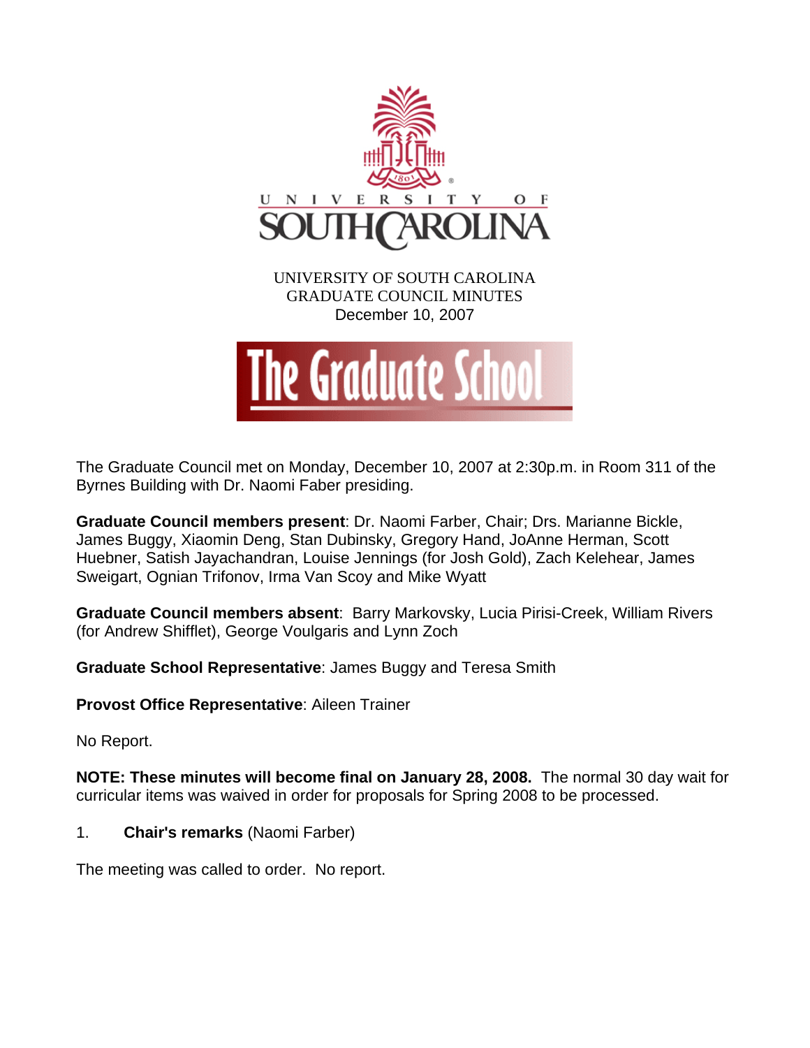UNIVERSITY OF SOUTH CAROLINA
GRADUATE COUNCIL MINUTES
December 10, 2007

The Graduate Council met on Monday, December 10, 2007 at 2:30p.m. in Room 311 of the Byrnes Building with Dr. Naomi Faber presiding.

**Graduate Council members present**: Dr. Naomi Farber, Chair; Drs. Marianne Bickle, James Buggy, Xiaomin Deng, Stan Dubinsky, Gregory Hand, JoAnne Herman, Scott Huebner, Satish Jayachandran, Louise Jennings (for Josh Gold), Zach Kelehear, James Sweigart, Ognian Trifonov, Irma Van Scoy and Mike Wyatt

**Graduate Council members absent**: Barry Markovsky, Lucia Pirisi-Creek, William Rivers (for Andrew Shifflet), George Voulgaris and Lynn Zoch

**Graduate School Representative**: James Buggy and Teresa Smith

**Provost Office Representative**: Aileen Trainer

No Report.

**NOTE: These minutes will become final on January 28, 2008.** The normal 30 day wait for curricular items was waived in order for proposals for Spring 2008 to be processed.

1. **Chair's remarks** (Naomi Farber)

The meeting was called to order. No report.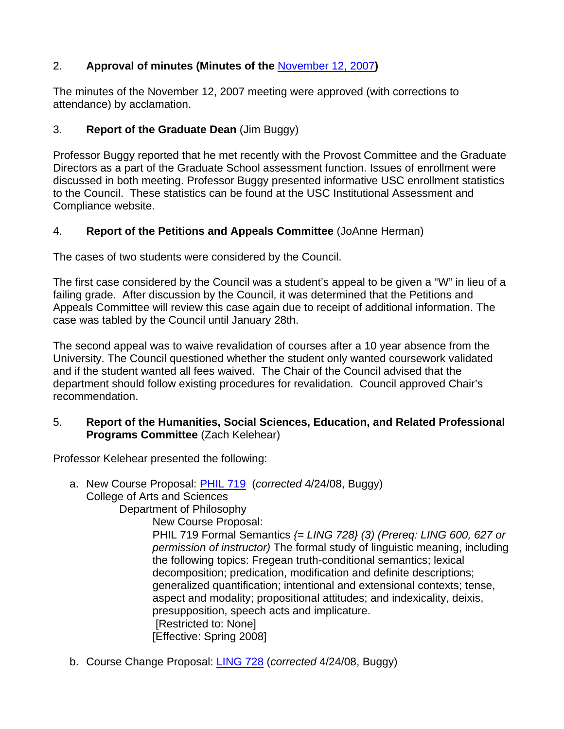2. **Approval of minutes (Minutes of the November 12, 2007)**

The minutes of the November 12, 2007 meeting were approved (with corrections to attendance) by acclamation.

3. **Report of the Graduate Dean** (Jim Buggy)

Professor Buggy reported that he met recently with the Provost Committee and the Graduate Directors as a part of the Graduate School assessment function. Issues of enrollment were discussed in both meeting. Professor Buggy presented informative USC enrollment statistics to the Council. These statistics can be found at the USC Institutional Assessment and Compliance website.

4. **Report of the Petitions and Appeals Committee** (JoAnne Herman)

The cases of two students were considered by the Council.

The first case considered by the Council was a student's appeal to be given a "W" in lieu of a failing grade. After discussion by the Council, it was determined that the Petitions and Appeals Committee will review this case again due to receipt of additional information. The case was tabled by the Council until January 28th.

The second appeal was to waive revalidation of courses after a 10 year absence from the University. The Council questioned whether the student only wanted coursework validated and if the student wanted all fees waived. The Chair of the Council advised that the department should follow existing procedures for revalidation. Council approved Chair's recommendation.

5. **Report of the Humanities, Social Sciences, Education, and Related Professional Programs Committee** (Zach Kelehear)

Professor Kelehear presented the following:

a. New Course Proposal: PHIL 719 (*corrected* 4/24/08, Buggy)
   College of Arts and Sciences
   Department of Philosophy
   New Course Proposal:
   PHIL 719 Formal Semantics *{= LING 728} (3) (Prereq: LING 600, 627 or permission of instructor)* The formal study of linguistic meaning, including the following topics: Fregean truth-conditional semantics; lexical decomposition; predication, modification and definite descriptions; generalized quantification; intentional and extensional contexts; tense, aspect and modality; propositional attitudes; and indexicality, deixis, presupposition, speech acts and implicature.
   [Restricted to: None]
   [Effective: Spring 2008]

b. Course Change Proposal: LING 728 (*corrected* 4/24/08, Buggy)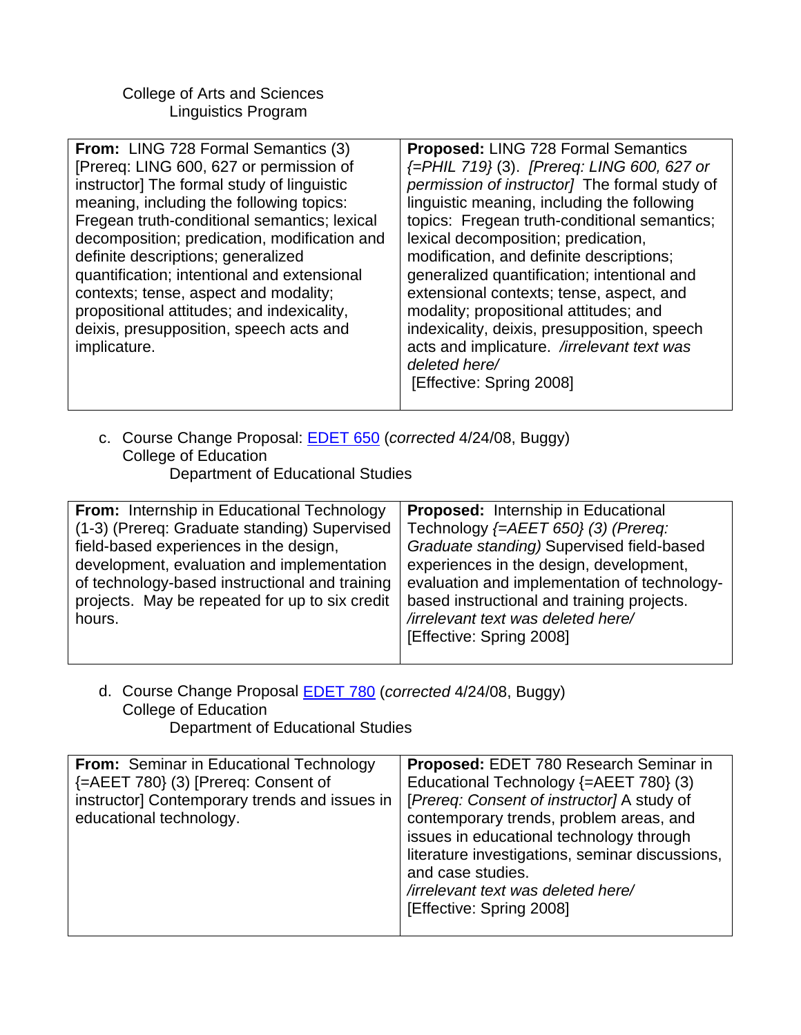College of Arts and Sciences
Linguistics Program

| **From:** LING 728 Formal Semantics (3) [Prereq: LING 600, 627 or permission of instructor] The formal study of linguistic meaning, including the following topics: Fregean truth-conditional semantics; lexical decomposition; predication, modification and definite descriptions; generalized quantification; intentional and extensional contexts; tense, aspect and modality; propositional attitudes; and indexicality, deixis, presupposition, speech acts and implicature. | **Proposed:** LING 728 Formal Semantics *{=PHIL 719}* (3). *[Prereq: LING 600, 627 or permission of instructor]* The formal study of linguistic meaning, including the following topics: Fregean truth-conditional semantics; lexical decomposition; predication, modification, and definite descriptions; generalized quantification; intentional and extensional contexts; tense, aspect, and modality; propositional attitudes; and indexicality, deixis, presupposition, speech acts and implicature. */irrelevant text was deleted here/* [Effective: Spring 2008] |
|---|---|

c. Course Change Proposal: EDET 650 (*corrected* 4/24/08, Buggy)
College of Education
Department of Educational Studies

| **From:** Internship in Educational Technology (1-3) (Prereq: Graduate standing) Supervised field-based experiences in the design, development, evaluation and implementation of technology-based instructional and training projects. May be repeated for up to six credit hours. | **Proposed:** Internship in Educational Technology *{=AEET 650} (3) (Prereq: Graduate standing)* Supervised field-based experiences in the design, development, evaluation and implementation of technology-based instructional and training projects. */irrelevant text was deleted here/* [Effective: Spring 2008] |
|---|---|

d. Course Change Proposal EDET 780 (*corrected* 4/24/08, Buggy)
College of Education
Department of Educational Studies

| **From:** Seminar in Educational Technology {=AEET 780} (3) [Prereq: Consent of instructor] Contemporary trends and issues in educational technology. | **Proposed:** EDET 780 Research Seminar in Educational Technology {=AEET 780} (3) *[Prereq: Consent of instructor]* A study of contemporary trends, problem areas, and issues in educational technology through literature investigations, seminar discussions, and case studies. */irrelevant text was deleted here/* [Effective: Spring 2008] |
|---|---|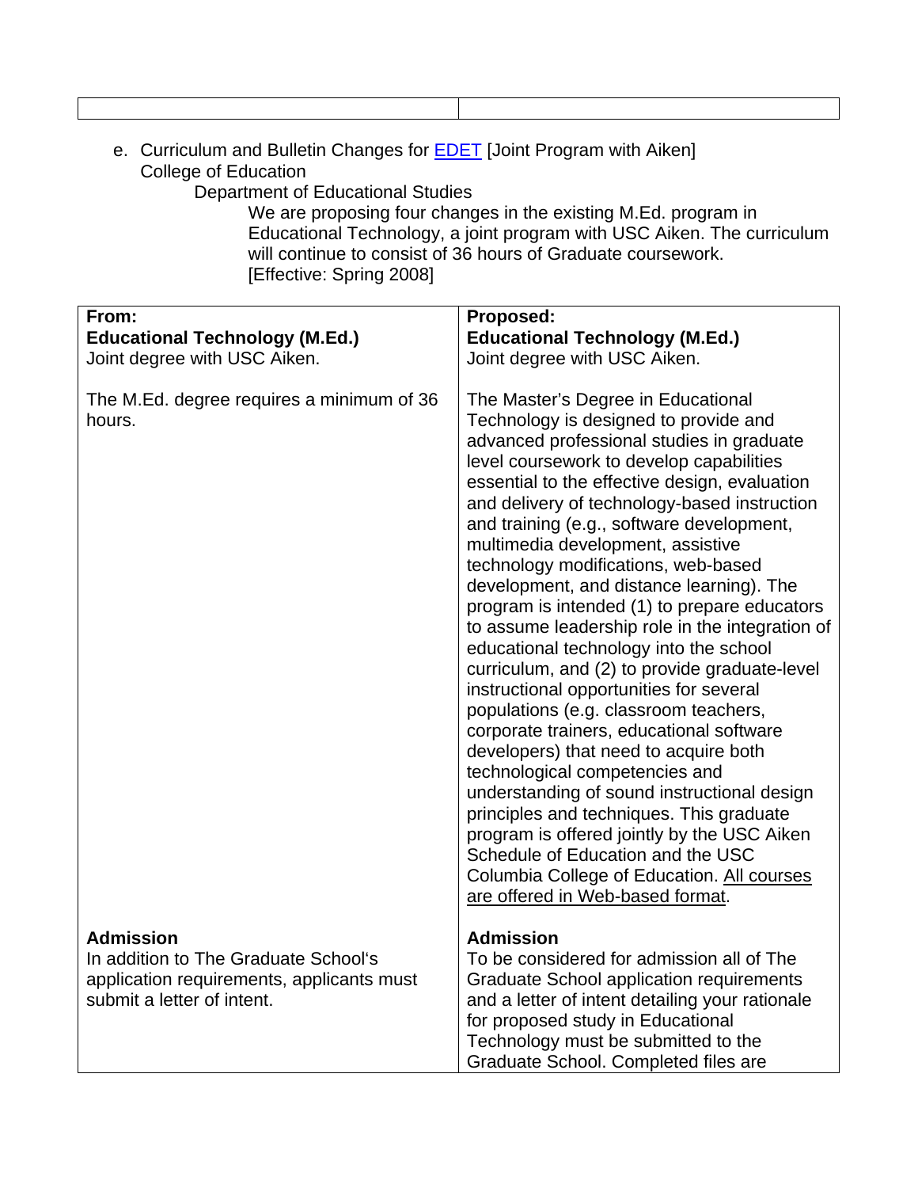| | |
|---|---|
| | |

e. Curriculum and Bulletin Changes for EDET [Joint Program with Aiken]
   College of Education
      Department of Educational Studies
         We are proposing four changes in the existing M.Ed. program in Educational Technology, a joint program with USC Aiken. The curriculum will continue to consist of 36 hours of Graduate coursework.
         [Effective: Spring 2008]

| From: | Proposed: |
|---|---|
| **Educational Technology (M.Ed.)**<br>Joint degree with USC Aiken.<br><br>The M.Ed. degree requires a minimum of 36 hours. | **Educational Technology (M.Ed.)**<br>Joint degree with USC Aiken.<br><br>The Master's Degree in Educational Technology is designed to provide and advanced professional studies in graduate level coursework to develop capabilities essential to the effective design, evaluation and delivery of technology-based instruction and training (e.g., software development, multimedia development, assistive technology modifications, web-based development, and distance learning). The program is intended (1) to prepare educators to assume leadership role in the integration of educational technology into the school curriculum, and (2) to provide graduate-level instructional opportunities for several populations (e.g. classroom teachers, corporate trainers, educational software developers) that need to acquire both technological competencies and understanding of sound instructional design principles and techniques. This graduate program is offered jointly by the USC Aiken Schedule of Education and the USC Columbia College of Education. <u>All courses are offered in Web-based format</u>. |
| **Admission**<br>In addition to The Graduate School's application requirements, applicants must submit a letter of intent. | **Admission**<br>To be considered for admission all of The Graduate School application requirements and a letter of intent detailing your rationale for proposed study in Educational Technology must be submitted to the Graduate School. Completed files are |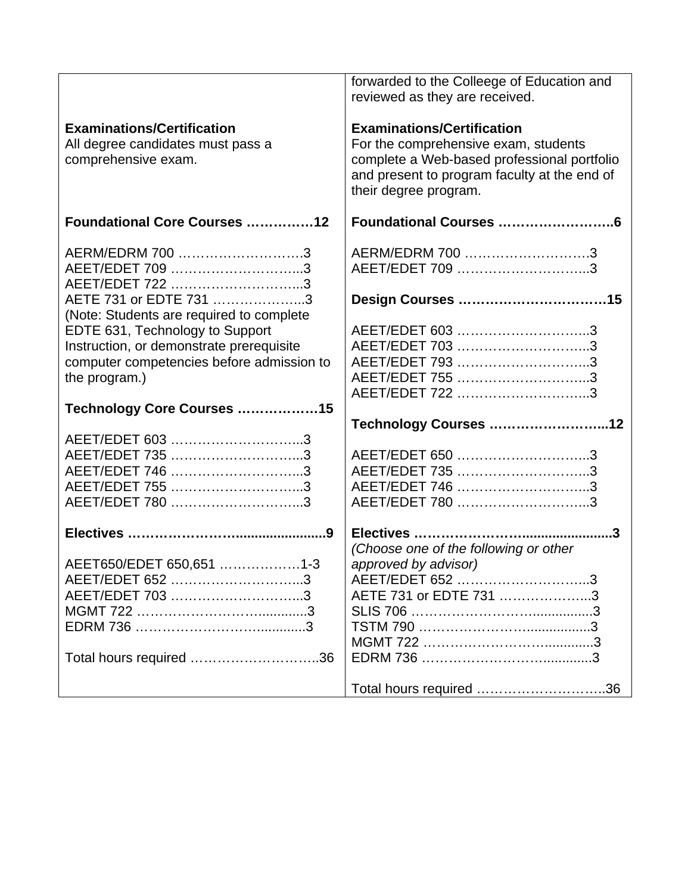| | |
|---|---|
| | forwarded to the Colleege of Education and reviewed as they are received. |
| **Examinations/Certification**<br>All degree candidates must pass a comprehensive exam. | **Examinations/Certification**<br>For the comprehensive exam, students complete a Web-based professional portfolio and present to program faculty at the end of their degree program. |
| **Foundational Core Courses ……………12**<br><br>AERM/EDRM 700 ……………………….3<br>AEET/EDET 709 ………………………..3<br>AEET/EDET 722 ………………………..3<br>AETE 731 or EDTE 731 ………………..3<br>(Note: Students are required to complete EDTE 631, Technology to Support Instruction, or demonstrate prerequisite computer competencies before admission to the program.) | **Foundational Courses …………………….6**<br><br>AERM/EDRM 700 ……………………….3<br>AEET/EDET 709 ………………………..3<br><br>**Design Courses ……………………………15**<br><br>AEET/EDET 603 ………………………..3<br>AEET/EDET 703 ………………………..3<br>AEET/EDET 793 ………………………..3<br>AEET/EDET 755 ………………………..3<br>AEET/EDET 722 ………………………..3 |
| **Technology Core Courses ………………15**<br><br>AEET/EDET 603 ………………………..3<br>AEET/EDET 735 ………………………..3<br>AEET/EDET 746 ………………………..3<br>AEET/EDET 755 ………………………..3<br>AEET/EDET 780 ………………………..3 | **Technology Courses ……………………..12**<br><br>AEET/EDET 650 ………………………..3<br>AEET/EDET 735 ………………………..3<br>AEET/EDET 746 ………………………..3<br>AEET/EDET 780 ………………………..3 |
| **Electives ………………………........................9**<br><br>AEET650/EDET 650,651 ………………1-3<br>AEET/EDET 652 ………………………..3<br>AEET/EDET 703 ………………………..3<br>MGMT 722 …………………………............3<br>EDRM 736 …………………………............3<br><br>Total hours required ………………………..36 | **Electives ………………………........................3**<br>*(Choose one of the following or other approved by advisor)*<br>AEET/EDET 652 ………………………..3<br>AETE 731 or EDTE 731 ………………..3<br>SLIS 706 ……………………….................3<br>TSTM 790 ……………………..................3<br>MGMT 722 …………………………............3<br>EDRM 736 …………………………............3<br><br>Total hours required ………………………..36 |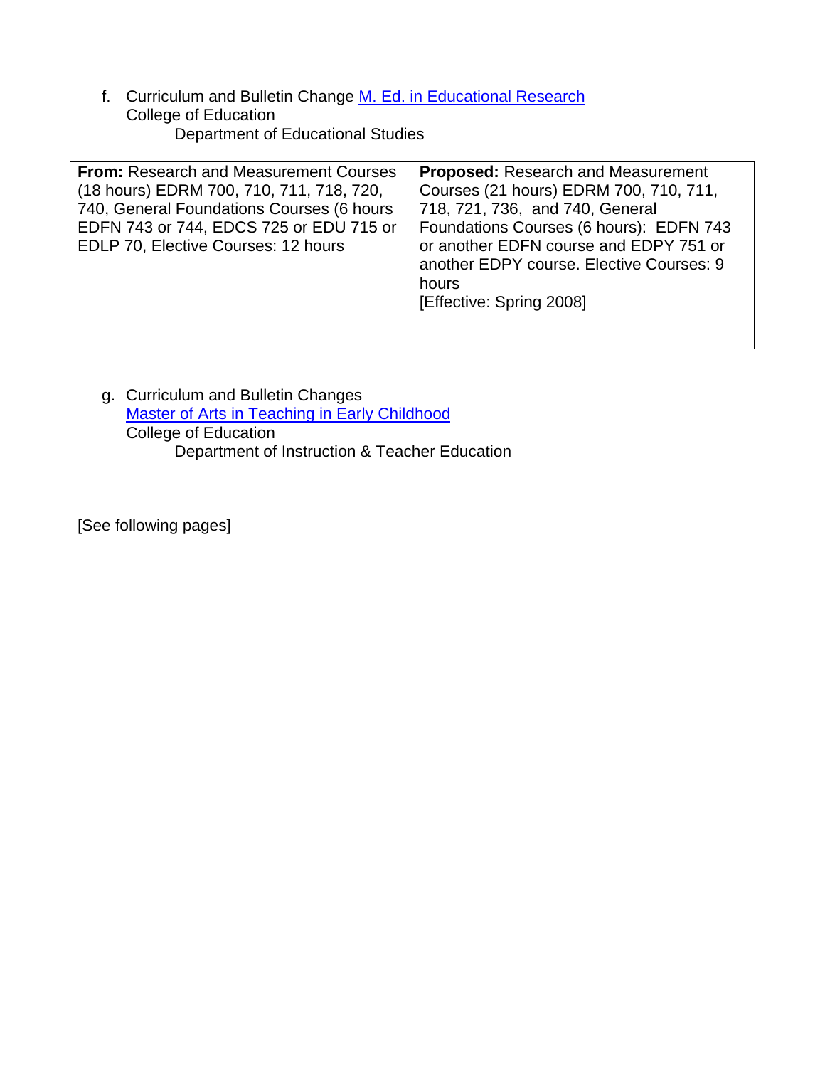f. Curriculum and Bulletin Change [M. Ed. in Educational Research]
College of Education
Department of Educational Studies

| **From:** Research and Measurement Courses (18 hours) EDRM 700, 710, 711, 718, 720, 740, General Foundations Courses (6 hours EDFN 743 or 744, EDCS 725 or EDU 715 or EDLP 70, Elective Courses: 12 hours | **Proposed:** Research and Measurement Courses (21 hours) EDRM 700, 710, 711, 718, 721, 736, and 740, General Foundations Courses (6 hours): EDFN 743 or another EDFN course and EDPY 751 or another EDPY course. Elective Courses: 9 hours [Effective: Spring 2008] |
|---|---|

g. Curriculum and Bulletin Changes
[Master of Arts in Teaching in Early Childhood]
College of Education
Department of Instruction & Teacher Education

[See following pages]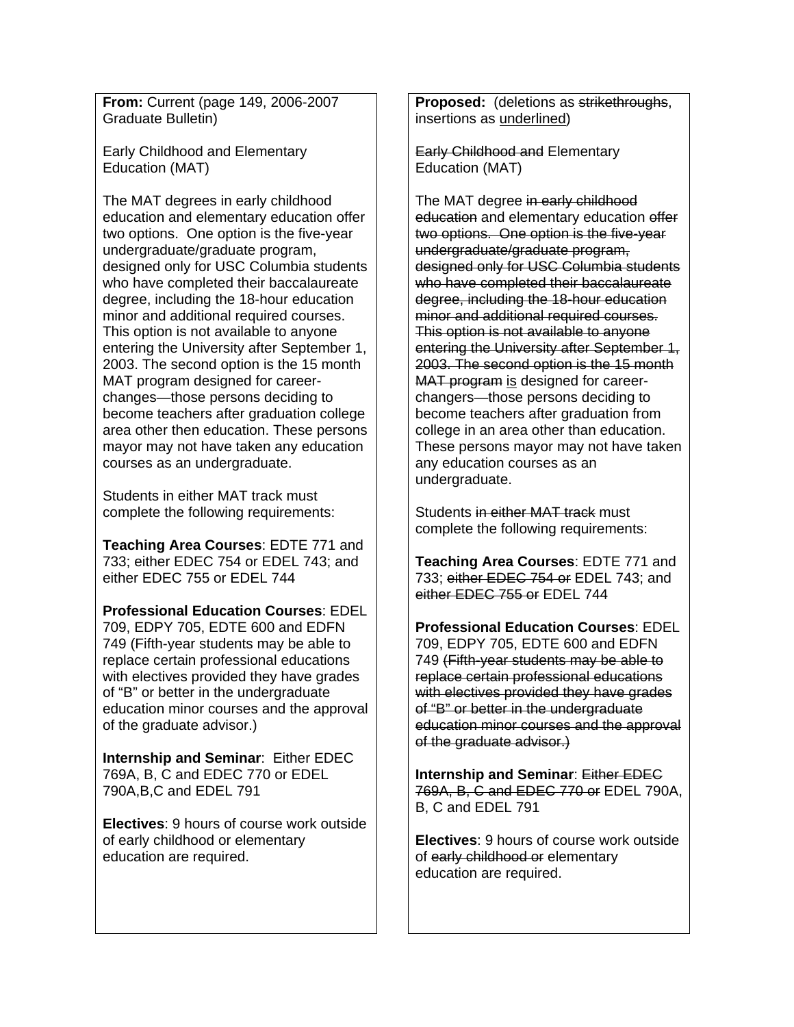**From:** Current (page 149, 2006-2007 Graduate Bulletin)

Early Childhood and Elementary Education (MAT)

The MAT degrees in early childhood education and elementary education offer two options. One option is the five-year undergraduate/graduate program, designed only for USC Columbia students who have completed their baccalaureate degree, including the 18-hour education minor and additional required courses. This option is not available to anyone entering the University after September 1, 2003. The second option is the 15 month MAT program designed for career-changes—those persons deciding to become teachers after graduation college area other then education. These persons mayor may not have taken any education courses as an undergraduate.

Students in either MAT track must complete the following requirements:

**Teaching Area Courses**: EDTE 771 and 733; either EDEC 754 or EDEL 743; and either EDEC 755 or EDEL 744

**Professional Education Courses**: EDEL 709, EDPY 705, EDTE 600 and EDFN 749 (Fifth-year students may be able to replace certain professional educations with electives provided they have grades of "B" or better in the undergraduate education minor courses and the approval of the graduate advisor.)

**Internship and Seminar**: Either EDEC 769A, B, C and EDEC 770 or EDEL 790A,B,C and EDEL 791

**Electives**: 9 hours of course work outside of early childhood or elementary education are required.

**Proposed:** (deletions as ~~strikethroughs~~, insertions as <u>underlined</u>)

~~Early Childhood and~~ Elementary Education (MAT)

The MAT degree ~~in early childhood education~~ and elementary education ~~offer two options. One option is the five-year undergraduate/graduate program, designed only for USC Columbia students who have completed their baccalaureate degree, including the 18-hour education minor and additional required courses. This option is not available to anyone entering the University after September 1, 2003. The second option is the 15 month MAT program~~ <u>is</u> designed for career-changers—those persons deciding to become teachers after graduation from college in an area other than education. These persons mayor may not have taken any education courses as an undergraduate.

Students ~~in either MAT track~~ must complete the following requirements:

**Teaching Area Courses**: EDTE 771 and 733; ~~either EDEC 754 or~~ EDEL 743; and ~~either EDEC 755 or~~ EDEL 744

**Professional Education Courses**: EDEL 709, EDPY 705, EDTE 600 and EDFN 749 ~~(Fifth-year students may be able to replace certain professional educations with electives provided they have grades of "B" or better in the undergraduate education minor courses and the approval of the graduate advisor.)~~

**Internship and Seminar**: ~~Either EDEC 769A, B, C and EDEC 770 or~~ EDEL 790A, B, C and EDEL 791

**Electives**: 9 hours of course work outside of ~~early childhood or~~ elementary education are required.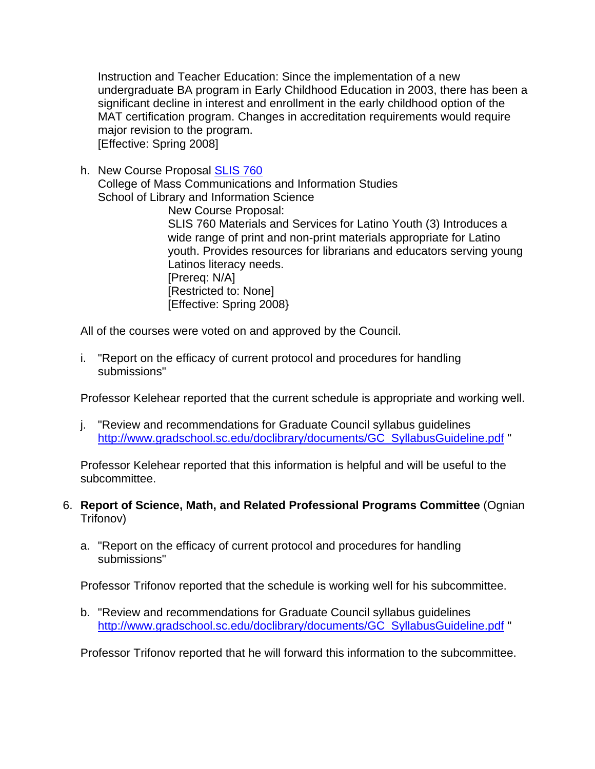Instruction and Teacher Education: Since the implementation of a new undergraduate BA program in Early Childhood Education in 2003, there has been a significant decline in interest and enrollment in the early childhood option of the MAT certification program. Changes in accreditation requirements would require major revision to the program.
[Effective: Spring 2008]

h. New Course Proposal [SLIS 760](SLIS 760)
   College of Mass Communications and Information Studies
   School of Library and Information Science

   New Course Proposal:
   SLIS 760 Materials and Services for Latino Youth (3) Introduces a wide range of print and non-print materials appropriate for Latino youth. Provides resources for librarians and educators serving young Latinos literacy needs.
   [Prereq: N/A]
   [Restricted to: None]
   [Effective: Spring 2008}

All of the courses were voted on and approved by the Council.

i. "Report on the efficacy of current protocol and procedures for handling submissions"

Professor Kelehear reported that the current schedule is appropriate and working well.

j. "Review and recommendations for Graduate Council syllabus guidelines http://www.gradschool.sc.edu/doclibrary/documents/GC_SyllabusGuideline.pdf "

Professor Kelehear reported that this information is helpful and will be useful to the subcommittee.

6. **Report of Science, Math, and Related Professional Programs Committee** (Ognian Trifonov)

   a. "Report on the efficacy of current protocol and procedures for handling submissions"

   Professor Trifonov reported that the schedule is working well for his subcommittee.

   b. "Review and recommendations for Graduate Council syllabus guidelines http://www.gradschool.sc.edu/doclibrary/documents/GC_SyllabusGuideline.pdf "

   Professor Trifonov reported that he will forward this information to the subcommittee.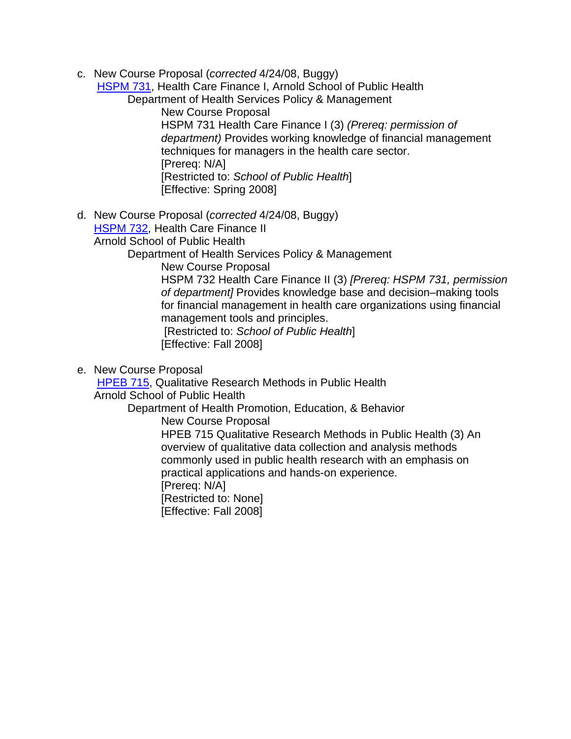c. New Course Proposal (*corrected* 4/24/08, Buggy)
   HSPM 731, Health Care Finance I, Arnold School of Public Health
      Department of Health Services Policy & Management
         New Course Proposal
         HSPM 731 Health Care Finance I (3) *(Prereq: permission of department)* Provides working knowledge of financial management techniques for managers in the health care sector.
         [Prereq: N/A]
         [Restricted to: *School of Public Health*]
         [Effective: Spring 2008]

d. New Course Proposal (*corrected* 4/24/08, Buggy)
   HSPM 732, Health Care Finance II
   Arnold School of Public Health
      Department of Health Services Policy & Management
         New Course Proposal
         HSPM 732 Health Care Finance II (3) *[Prereq: HSPM 731, permission of department]* Provides knowledge base and decision–making tools for financial management in health care organizations using financial management tools and principles.
         [Restricted to: *School of Public Health*]
         [Effective: Fall 2008]

e. New Course Proposal
   HPEB 715, Qualitative Research Methods in Public Health
   Arnold School of Public Health
      Department of Health Promotion, Education, & Behavior
         New Course Proposal
         HPEB 715 Qualitative Research Methods in Public Health (3) An overview of qualitative data collection and analysis methods commonly used in public health research with an emphasis on practical applications and hands-on experience.
         [Prereq: N/A]
         [Restricted to: None]
         [Effective: Fall 2008]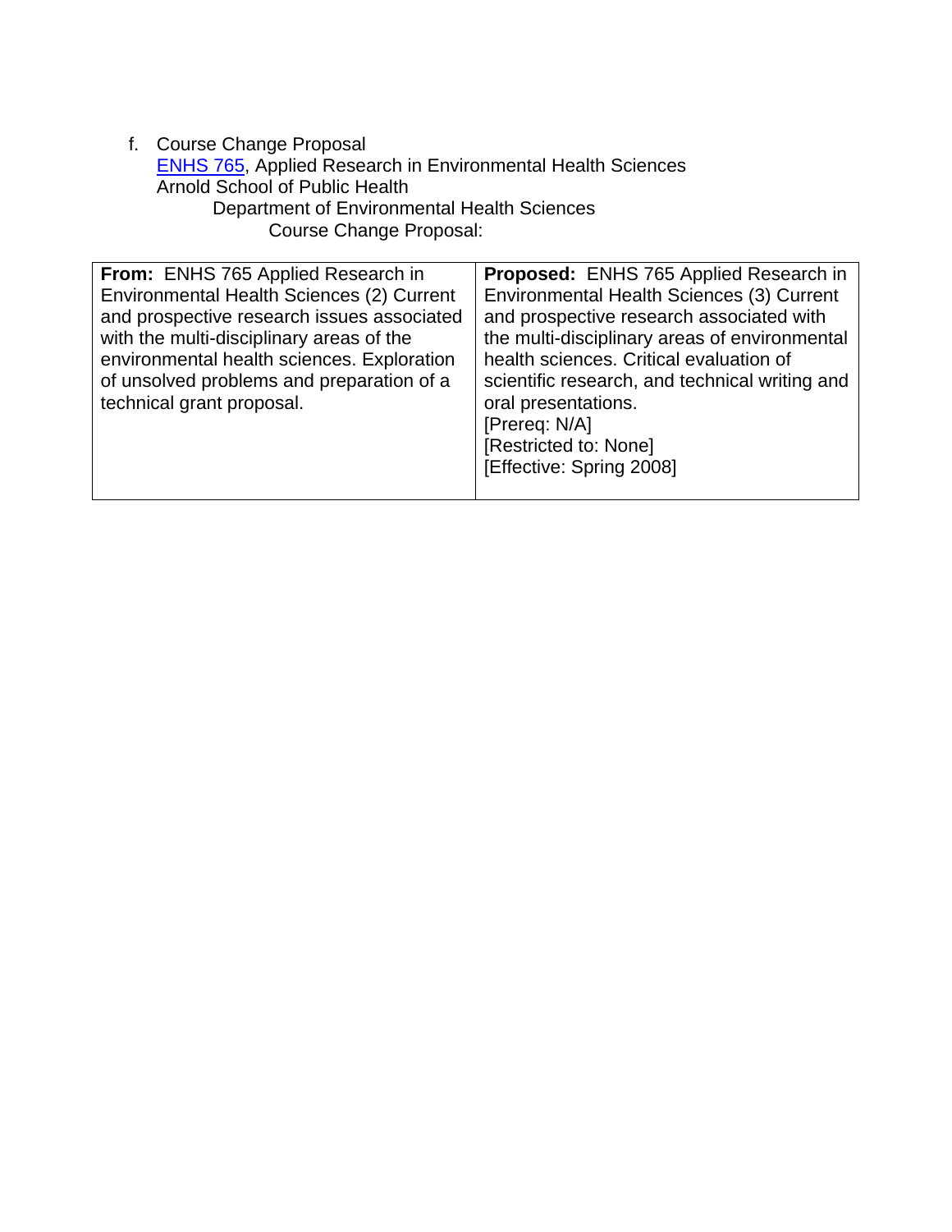f. Course Change Proposal
   ENHS 765, Applied Research in Environmental Health Sciences
   Arnold School of Public Health
      Department of Environmental Health Sciences
         Course Change Proposal:

| **From:** ENHS 765 Applied Research in Environmental Health Sciences (2) Current and prospective research issues associated with the multi-disciplinary areas of the environmental health sciences. Exploration of unsolved problems and preparation of a technical grant proposal. | **Proposed:** ENHS 765 Applied Research in Environmental Health Sciences (3) Current and prospective research associated with the multi-disciplinary areas of environmental health sciences. Critical evaluation of scientific research, and technical writing and oral presentations.<br>[Prereq: N/A]<br>[Restricted to: None]<br>[Effective: Spring 2008] |
|---|---|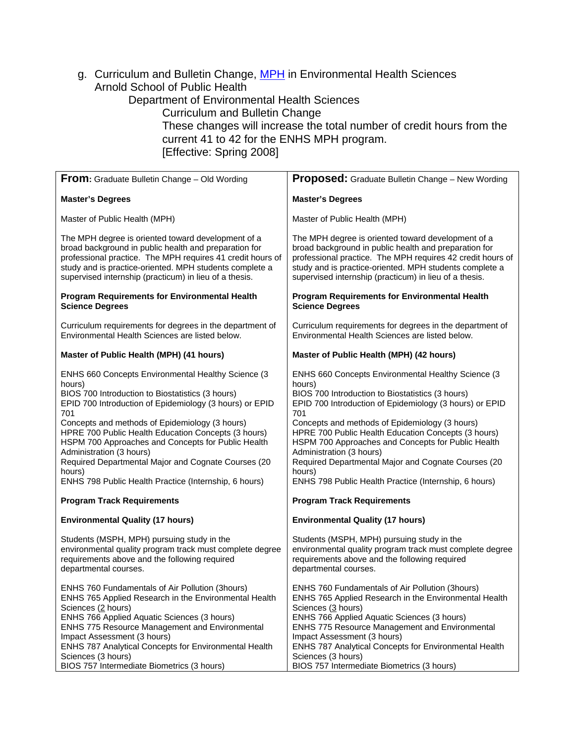g. Curriculum and Bulletin Change, MPH in Environmental Health Sciences
Arnold School of Public Health
Department of Environmental Health Sciences
Curriculum and Bulletin Change
These changes will increase the total number of credit hours from the current 41 to 42 for the ENHS MPH program.
[Effective: Spring 2008]

| **From:** Graduate Bulletin Change – Old Wording | **Proposed:** Graduate Bulletin Change – New Wording |
|---|---|
| **Master's Degrees** | **Master's Degrees** |
| Master of Public Health (MPH) | Master of Public Health (MPH) |
| The MPH degree is oriented toward development of a broad background in public health and preparation for professional practice. The MPH requires 41 credit hours of study and is practice-oriented. MPH students complete a supervised internship (practicum) in lieu of a thesis. | The MPH degree is oriented toward development of a broad background in public health and preparation for professional practice. The MPH requires 42 credit hours of study and is practice-oriented. MPH students complete a supervised internship (practicum) in lieu of a thesis. |
| **Program Requirements for Environmental Health Science Degrees** | **Program Requirements for Environmental Health Science Degrees** |
| Curriculum requirements for degrees in the department of Environmental Health Sciences are listed below. | Curriculum requirements for degrees in the department of Environmental Health Sciences are listed below. |
| **Master of Public Health (MPH) (41 hours)** | **Master of Public Health (MPH) (42 hours)** |
| ENHS 660 Concepts Environmental Healthy Science (3 hours)<br>BIOS 700 Introduction to Biostatistics (3 hours)<br>EPID 700 Introduction of Epidemiology (3 hours) or EPID 701<br>Concepts and methods of Epidemiology (3 hours)<br>HPRE 700 Public Health Education Concepts (3 hours)<br>HSPM 700 Approaches and Concepts for Public Health Administration (3 hours)<br>Required Departmental Major and Cognate Courses (20 hours)<br>ENHS 798 Public Health Practice (Internship, 6 hours) | ENHS 660 Concepts Environmental Healthy Science (3 hours)<br>BIOS 700 Introduction to Biostatistics (3 hours)<br>EPID 700 Introduction of Epidemiology (3 hours) or EPID 701<br>Concepts and methods of Epidemiology (3 hours)<br>HPRE 700 Public Health Education Concepts (3 hours)<br>HSPM 700 Approaches and Concepts for Public Health Administration (3 hours)<br>Required Departmental Major and Cognate Courses (20 hours)<br>ENHS 798 Public Health Practice (Internship, 6 hours) |
| **Program Track Requirements** | **Program Track Requirements** |
| **Environmental Quality (17 hours)** | **Environmental Quality (17 hours)** |
| Students (MSPH, MPH) pursuing study in the environmental quality program track must complete degree requirements above and the following required departmental courses. | Students (MSPH, MPH) pursuing study in the environmental quality program track must complete degree requirements above and the following required departmental courses. |
| ENHS 760 Fundamentals of Air Pollution (3hours)<br>ENHS 765 Applied Research in the Environmental Health Sciences (2 hours)<br>ENHS 766 Applied Aquatic Sciences (3 hours)<br>ENHS 775 Resource Management and Environmental Impact Assessment (3 hours)<br>ENHS 787 Analytical Concepts for Environmental Health Sciences (3 hours)<br>BIOS 757 Intermediate Biometrics (3 hours) | ENHS 760 Fundamentals of Air Pollution (3hours)<br>ENHS 765 Applied Research in the Environmental Health Sciences (3 hours)<br>ENHS 766 Applied Aquatic Sciences (3 hours)<br>ENHS 775 Resource Management and Environmental Impact Assessment (3 hours)<br>ENHS 787 Analytical Concepts for Environmental Health Sciences (3 hours)<br>BIOS 757 Intermediate Biometrics (3 hours) |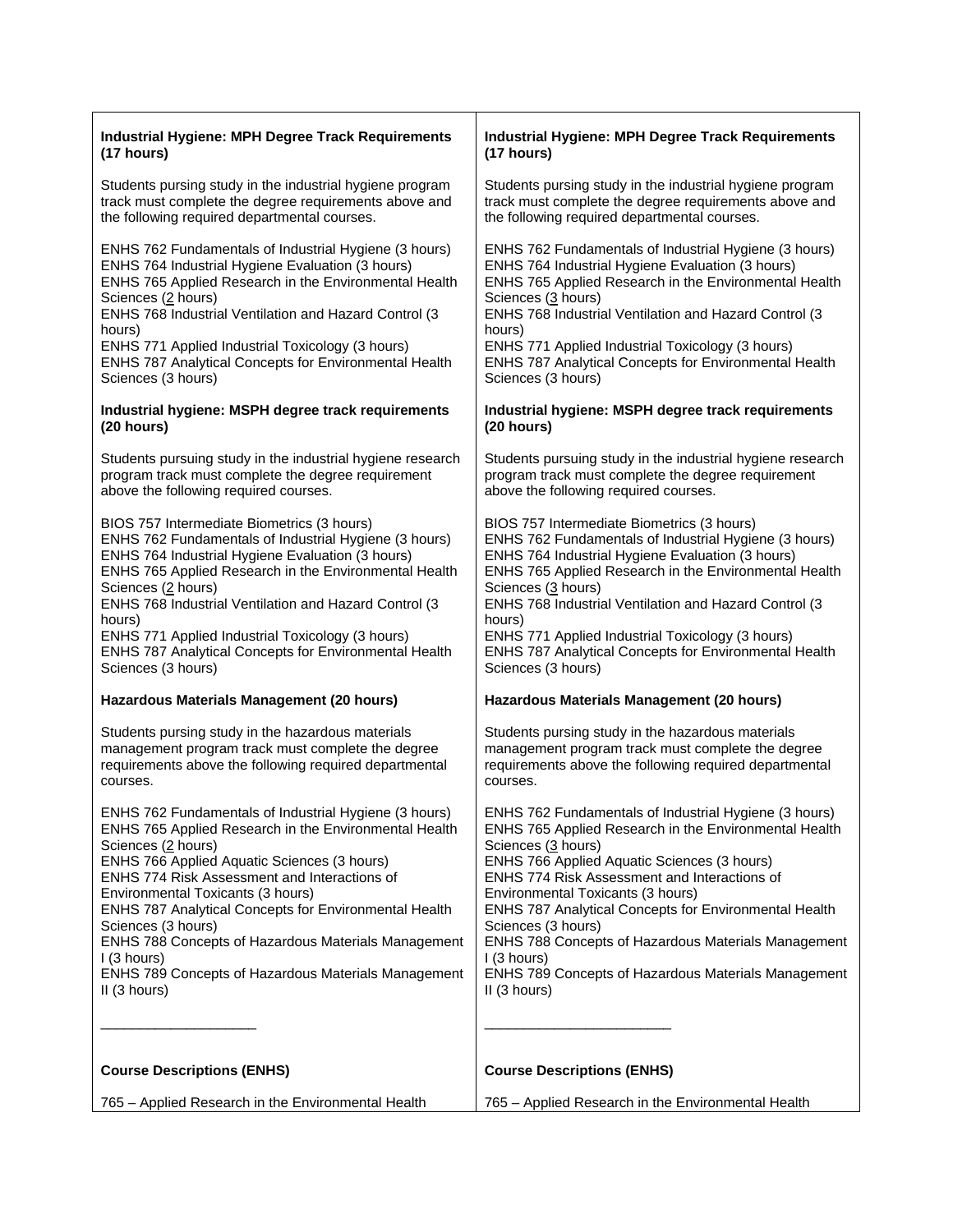| | |
|---|---|
| **Industrial Hygiene: MPH Degree Track Requirements (17 hours)** | **Industrial Hygiene: MPH Degree Track Requirements (17 hours)** |
| Students pursing study in the industrial hygiene program track must complete the degree requirements above and the following required departmental courses. | Students pursing study in the industrial hygiene program track must complete the degree requirements above and the following required departmental courses. |
| ENHS 762 Fundamentals of Industrial Hygiene (3 hours)<br>ENHS 764 Industrial Hygiene Evaluation (3 hours)<br>ENHS 765 Applied Research in the Environmental Health Sciences (2 hours)<br>ENHS 768 Industrial Ventilation and Hazard Control (3 hours)<br>ENHS 771 Applied Industrial Toxicology (3 hours)<br>ENHS 787 Analytical Concepts for Environmental Health Sciences (3 hours) | ENHS 762 Fundamentals of Industrial Hygiene (3 hours)<br>ENHS 764 Industrial Hygiene Evaluation (3 hours)<br>ENHS 765 Applied Research in the Environmental Health Sciences (3 hours)<br>ENHS 768 Industrial Ventilation and Hazard Control (3 hours)<br>ENHS 771 Applied Industrial Toxicology (3 hours)<br>ENHS 787 Analytical Concepts for Environmental Health Sciences (3 hours) |
| **Industrial hygiene: MSPH degree track requirements (20 hours)** | **Industrial hygiene: MSPH degree track requirements (20 hours)** |
| Students pursuing study in the industrial hygiene research program track must complete the degree requirement above the following required courses. | Students pursuing study in the industrial hygiene research program track must complete the degree requirement above the following required courses. |
| BIOS 757 Intermediate Biometrics (3 hours)<br>ENHS 762 Fundamentals of Industrial Hygiene (3 hours)<br>ENHS 764 Industrial Hygiene Evaluation (3 hours)<br>ENHS 765 Applied Research in the Environmental Health Sciences (2 hours)<br>ENHS 768 Industrial Ventilation and Hazard Control (3 hours)<br>ENHS 771 Applied Industrial Toxicology (3 hours)<br>ENHS 787 Analytical Concepts for Environmental Health Sciences (3 hours) | BIOS 757 Intermediate Biometrics (3 hours)<br>ENHS 762 Fundamentals of Industrial Hygiene (3 hours)<br>ENHS 764 Industrial Hygiene Evaluation (3 hours)<br>ENHS 765 Applied Research in the Environmental Health Sciences (3 hours)<br>ENHS 768 Industrial Ventilation and Hazard Control (3 hours)<br>ENHS 771 Applied Industrial Toxicology (3 hours)<br>ENHS 787 Analytical Concepts for Environmental Health Sciences (3 hours) |
| **Hazardous Materials Management (20 hours)** | **Hazardous Materials Management (20 hours)** |
| Students pursing study in the hazardous materials management program track must complete the degree requirements above the following required departmental courses. | Students pursing study in the hazardous materials management program track must complete the degree requirements above the following required departmental courses. |
| ENHS 762 Fundamentals of Industrial Hygiene (3 hours)<br>ENHS 765 Applied Research in the Environmental Health Sciences (2 hours)<br>ENHS 766 Applied Aquatic Sciences (3 hours)<br>ENHS 774 Risk Assessment and Interactions of Environmental Toxicants (3 hours)<br>ENHS 787 Analytical Concepts for Environmental Health Sciences (3 hours)<br>ENHS 788 Concepts of Hazardous Materials Management I (3 hours)<br>ENHS 789 Concepts of Hazardous Materials Management II (3 hours) | ENHS 762 Fundamentals of Industrial Hygiene (3 hours)<br>ENHS 765 Applied Research in the Environmental Health Sciences (3 hours)<br>ENHS 766 Applied Aquatic Sciences (3 hours)<br>ENHS 774 Risk Assessment and Interactions of Environmental Toxicants (3 hours)<br>ENHS 787 Analytical Concepts for Environmental Health Sciences (3 hours)<br>ENHS 788 Concepts of Hazardous Materials Management I (3 hours)<br>ENHS 789 Concepts of Hazardous Materials Management II (3 hours) |
| ____________________ | ________________________ |
| **Course Descriptions (ENHS)** | **Course Descriptions (ENHS)** |
| 765 – Applied Research in the Environmental Health | 765 – Applied Research in the Environmental Health |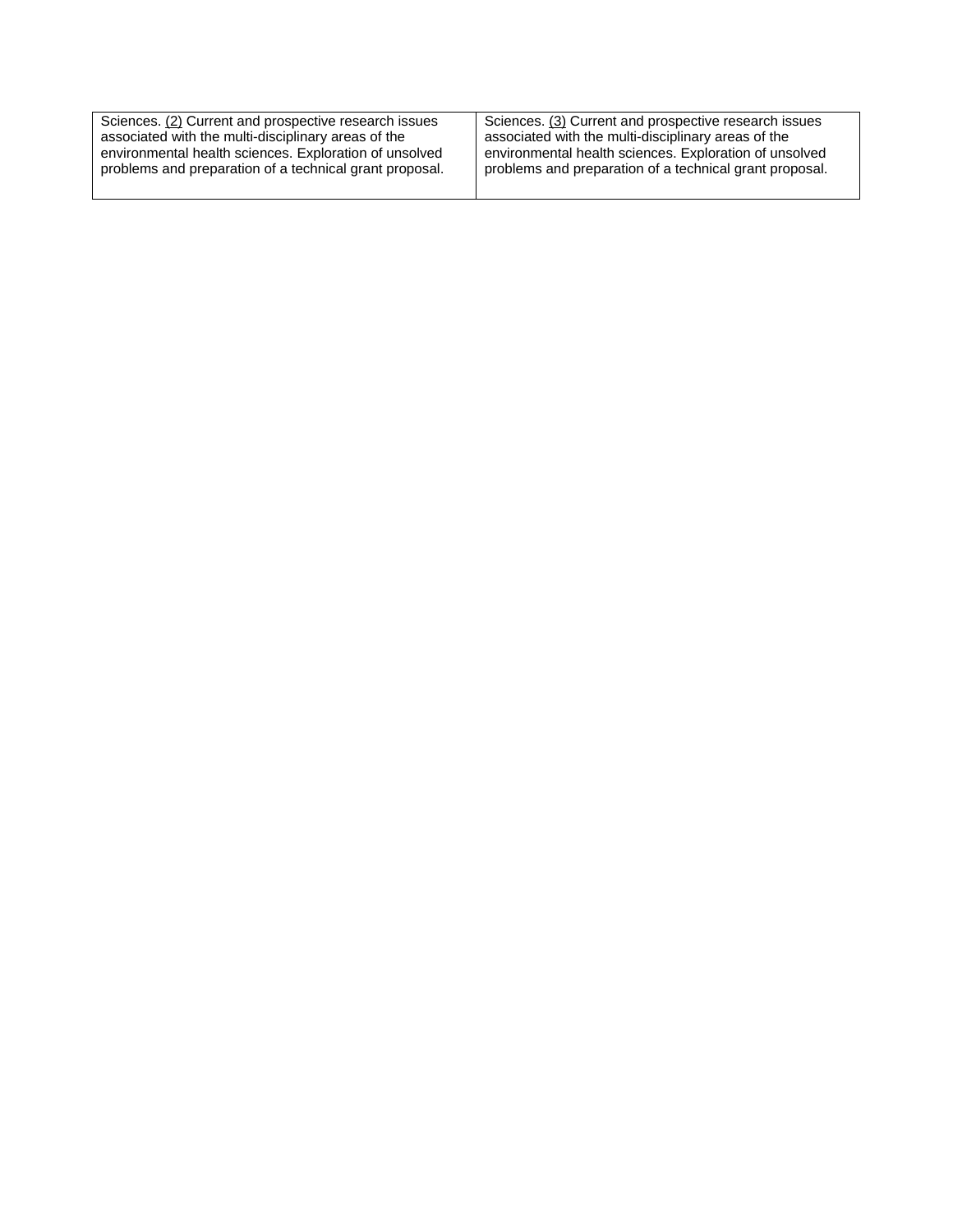| | |
|---|---|
| Sciences. (2) Current and prospective research issues associated with the multi-disciplinary areas of the environmental health sciences. Exploration of unsolved problems and preparation of a technical grant proposal. | Sciences. (3) Current and prospective research issues associated with the multi-disciplinary areas of the environmental health sciences. Exploration of unsolved problems and preparation of a technical grant proposal. |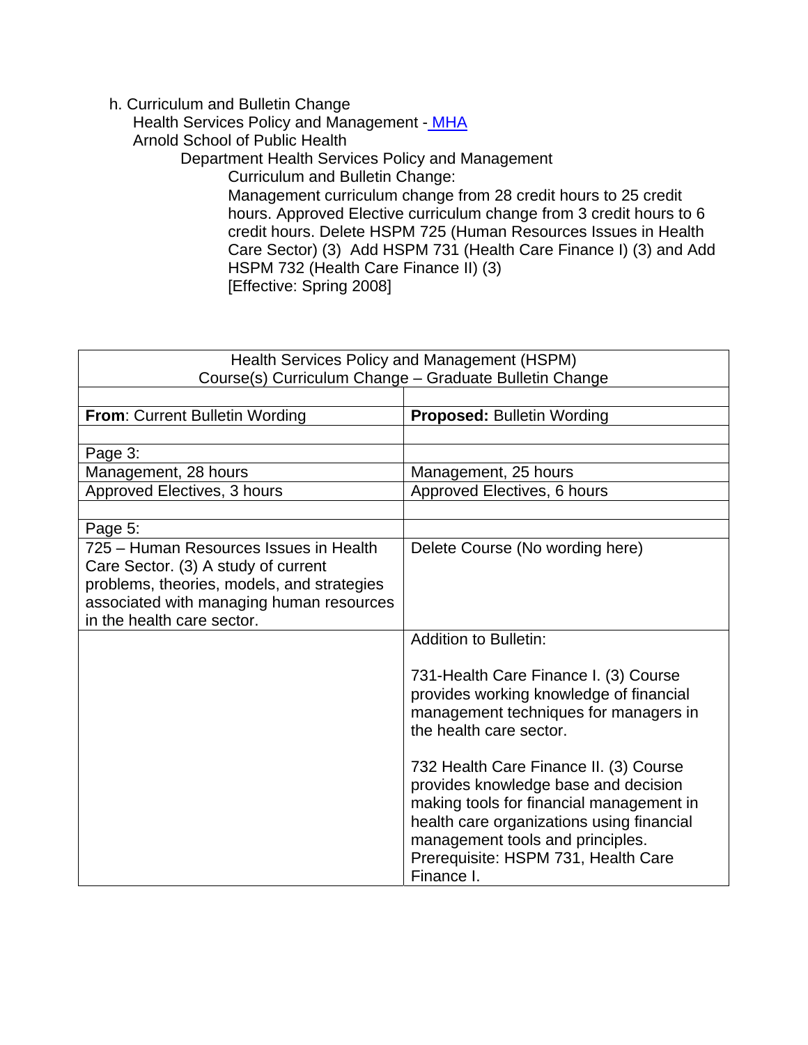h. Curriculum and Bulletin Change

Health Services Policy and Management - MHA

Arnold School of Public Health

Department Health Services Policy and Management

Curriculum and Bulletin Change:

Management curriculum change from 28 credit hours to 25 credit hours. Approved Elective curriculum change from 3 credit hours to 6 credit hours. Delete HSPM 725 (Human Resources Issues in Health Care Sector) (3) Add HSPM 731 (Health Care Finance I) (3) and Add HSPM 732 (Health Care Finance II) (3)

[Effective: Spring 2008]

| Health Services Policy and Management (HSPM) Course(s) Curriculum Change – Graduate Bulletin Change | |
|---|---|
| | |
| **From**: Current Bulletin Wording | **Proposed:** Bulletin Wording |
| | |
| Page 3: | |
| Management, 28 hours | Management, 25 hours |
| Approved Electives, 3 hours | Approved Electives, 6 hours |
| | |
| Page 5: | |
| 725 – Human Resources Issues in Health Care Sector. (3) A study of current problems, theories, models, and strategies associated with managing human resources in the health care sector. | Delete Course (No wording here) |
| | Addition to Bulletin:<br><br>731-Health Care Finance I. (3) Course provides working knowledge of financial management techniques for managers in the health care sector.<br><br>732 Health Care Finance II. (3) Course provides knowledge base and decision making tools for financial management in health care organizations using financial management tools and principles. Prerequisite: HSPM 731, Health Care Finance I. |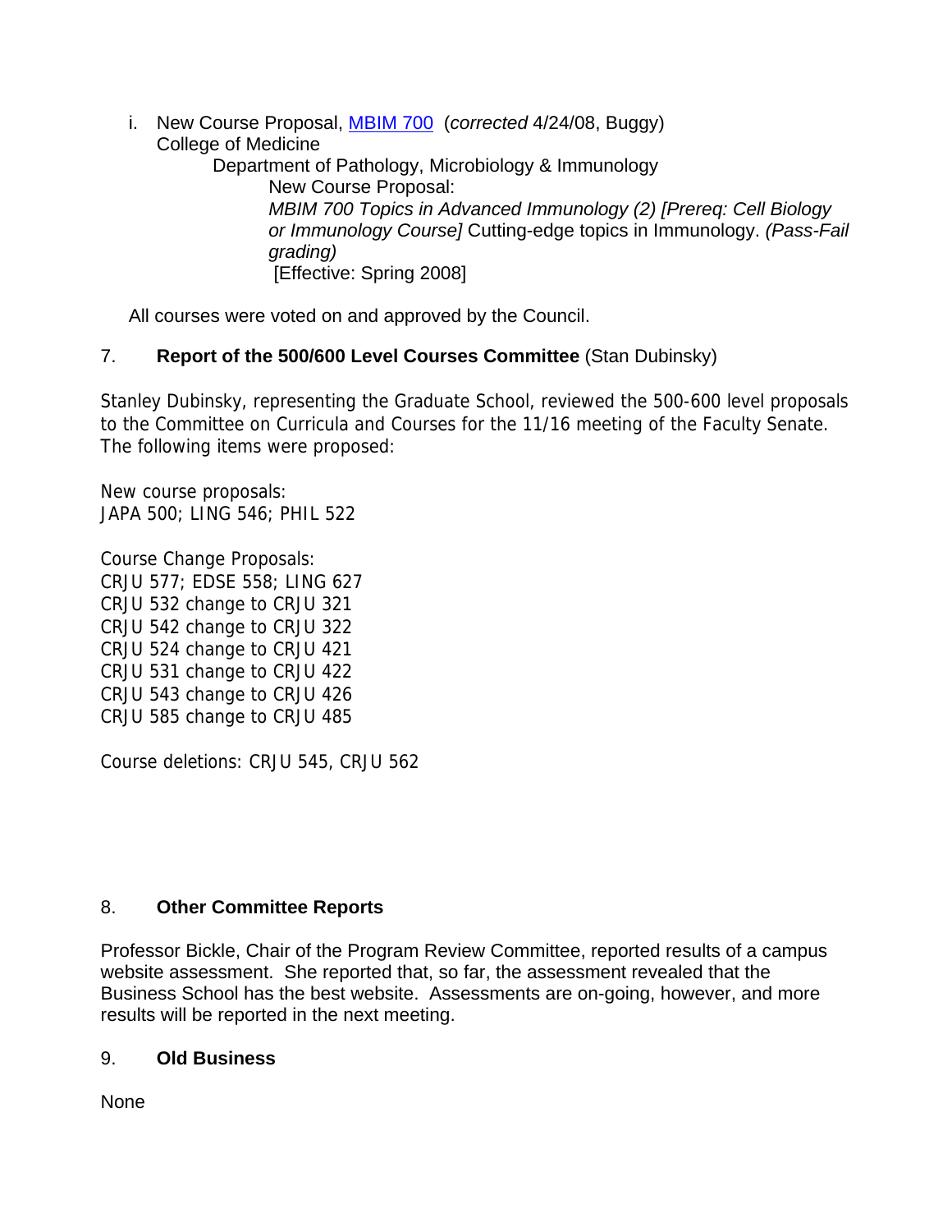i. New Course Proposal, MBIM 700 (*corrected* 4/24/08, Buggy)
College of Medicine
Department of Pathology, Microbiology & Immunology
New Course Proposal:
*MBIM 700 Topics in Advanced Immunology (2) [Prereq: Cell Biology or Immunology Course]* Cutting-edge topics in Immunology. *(Pass-Fail grading)*
[Effective: Spring 2008]

All courses were voted on and approved by the Council.

7. **Report of the 500/600 Level Courses Committee** (Stan Dubinsky)

Stanley Dubinsky, representing the Graduate School, reviewed the 500-600 level proposals to the Committee on Curricula and Courses for the 11/16 meeting of the Faculty Senate. The following items were proposed:

New course proposals:
JAPA 500; LING 546; PHIL 522

Course Change Proposals:
CRJU 577; EDSE 558; LING 627
CRJU 532 change to CRJU 321
CRJU 542 change to CRJU 322
CRJU 524 change to CRJU 421
CRJU 531 change to CRJU 422
CRJU 543 change to CRJU 426
CRJU 585 change to CRJU 485

Course deletions: CRJU 545, CRJU 562

8. **Other Committee Reports**

Professor Bickle, Chair of the Program Review Committee, reported results of a campus website assessment. She reported that, so far, the assessment revealed that the Business School has the best website. Assessments are on-going, however, and more results will be reported in the next meeting.

9. **Old Business**

None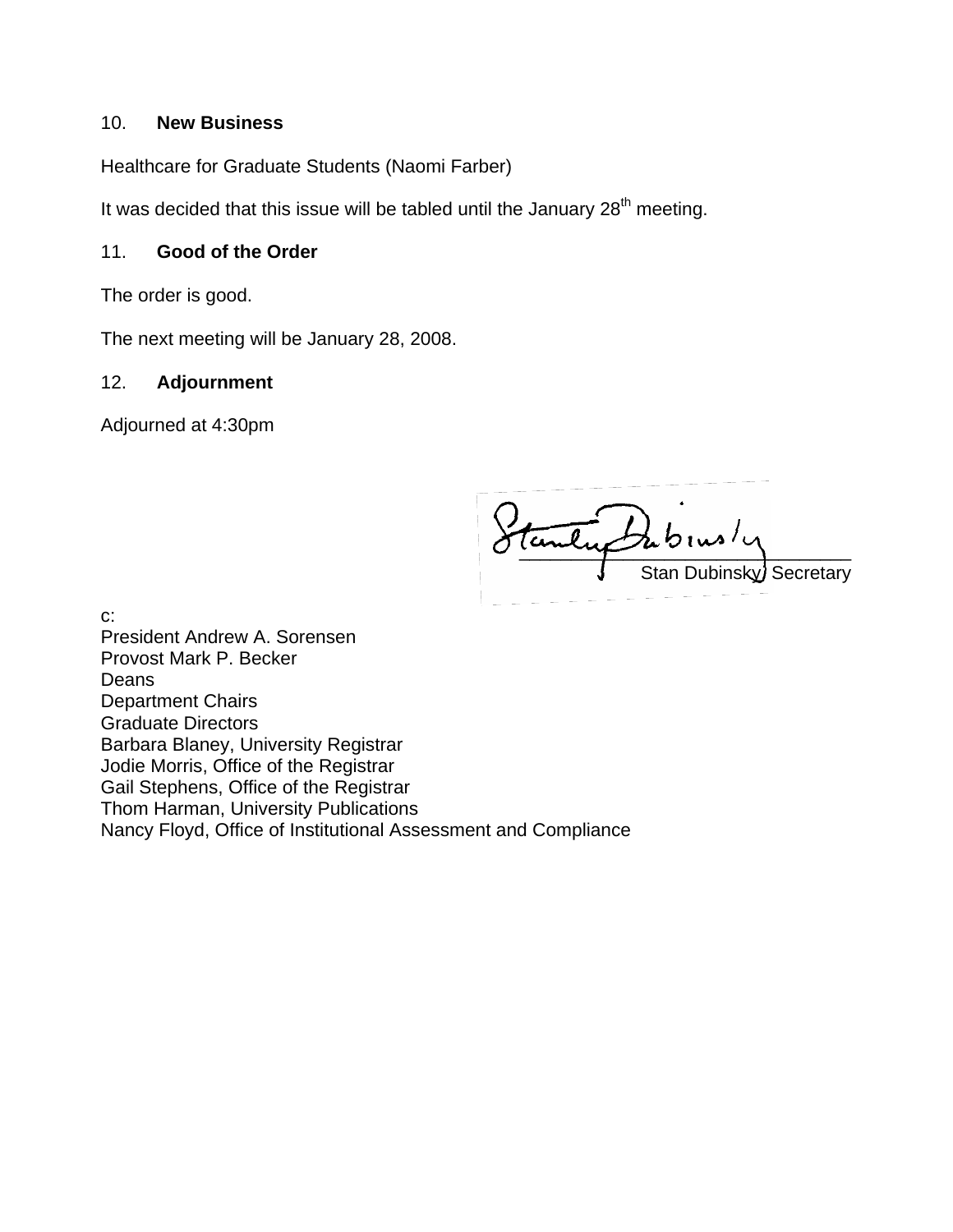## 10. **New Business**

Healthcare for Graduate Students (Naomi Farber)

It was decided that this issue will be tabled until the January 28th meeting.

## 11. **Good of the Order**

The order is good.

The next meeting will be January 28, 2008.

## 12. **Adjournment**

Adjourned at 4:30pm

Stan Dubinsky, Secretary

c:
President Andrew A. Sorensen
Provost Mark P. Becker
Deans
Department Chairs
Graduate Directors
Barbara Blaney, University Registrar
Jodie Morris, Office of the Registrar
Gail Stephens, Office of the Registrar
Thom Harman, University Publications
Nancy Floyd, Office of Institutional Assessment and Compliance